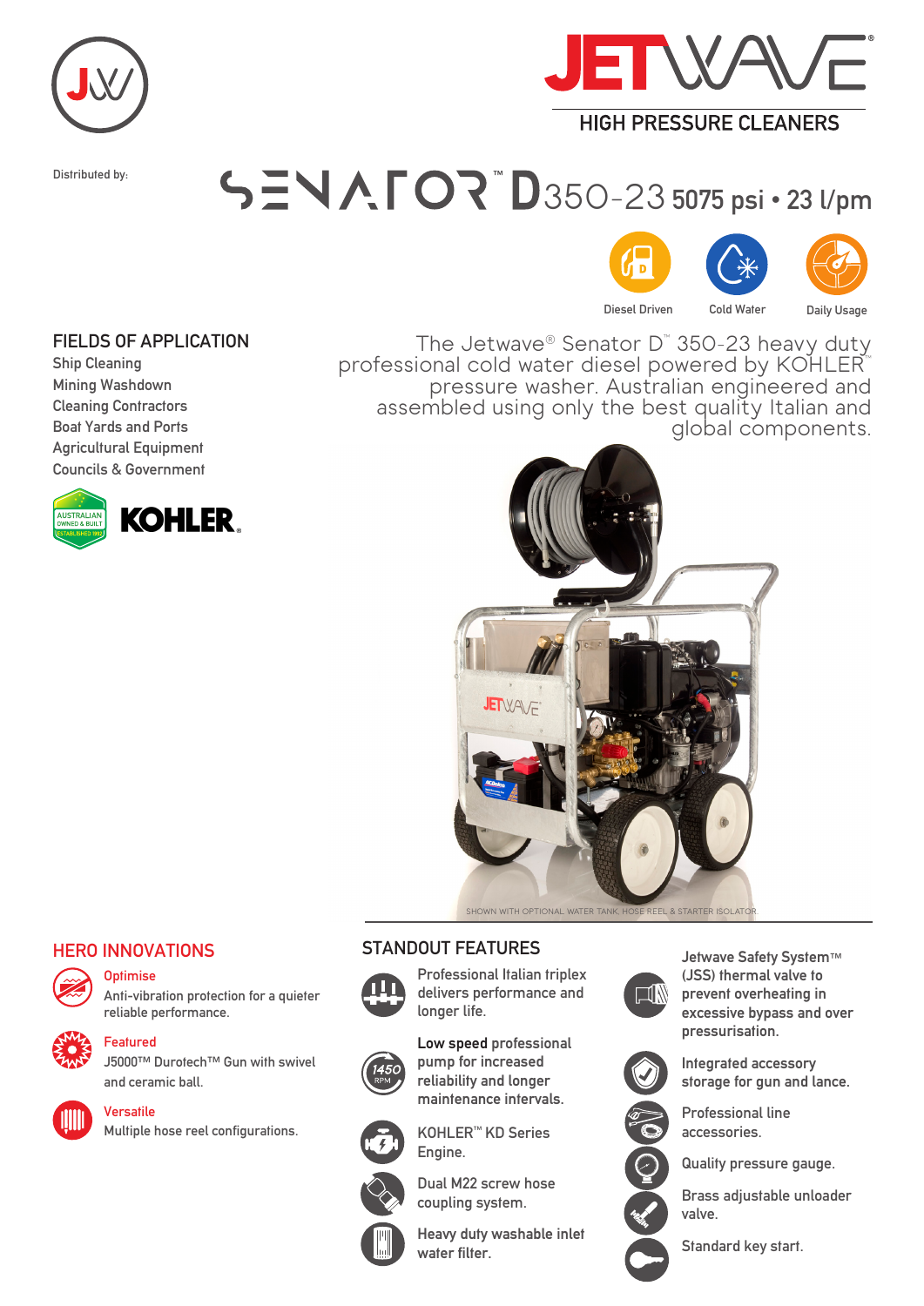JETWAVE®

HIGH PRESSURE CLEANERS

Distributed by:

# SENATOR™ D350-23 5075 psi • 23 l/pm

Diesel Driven | Cold Water | Daily Usage

## FIELDS OF APPLICATION

- Ship Cleaning
- Mining Washdown
- Cleaning Contractors
- Boat Yards and Ports
- Agricultural Equipment
- Councils & Government

AUSTRALIAN OWNED & BUILT ESTABLISHED 1992

KOHLER.

The Jetwave® Senator D™ 350-23 heavy duty professional cold water diesel powered by KOHLER™ pressure washer. Australian engineered and assembled using only the best quality Italian and global components.

SHOWN WITH OPTIONAL WATER TANK, HOSE REEL & STARTER ISOLATOR.

## HERO INNOVATIONS

**Optimise**
Anti-vibration protection for a quieter reliable performance.

**Featured**
J5000™ Durotech™ Gun with swivel and ceramic ball.

**Versatile**
Multiple hose reel configurations.

## STANDOUT FEATURES

- Professional Italian triplex delivers performance and longer life.
- **Low speed** professional pump for increased reliability and longer maintenance intervals.
- KOHLER™ KD Series Engine.
- Dual M22 screw hose coupling system.
- Heavy duty washable inlet water filter.
- Jetwave Safety System™ (JSS) thermal valve to prevent overheating in excessive bypass and over pressurisation.
- Integrated accessory storage for gun and lance.
- Professional line accessories.
- Quality pressure gauge.
- Brass adjustable unloader valve.
- Standard key start.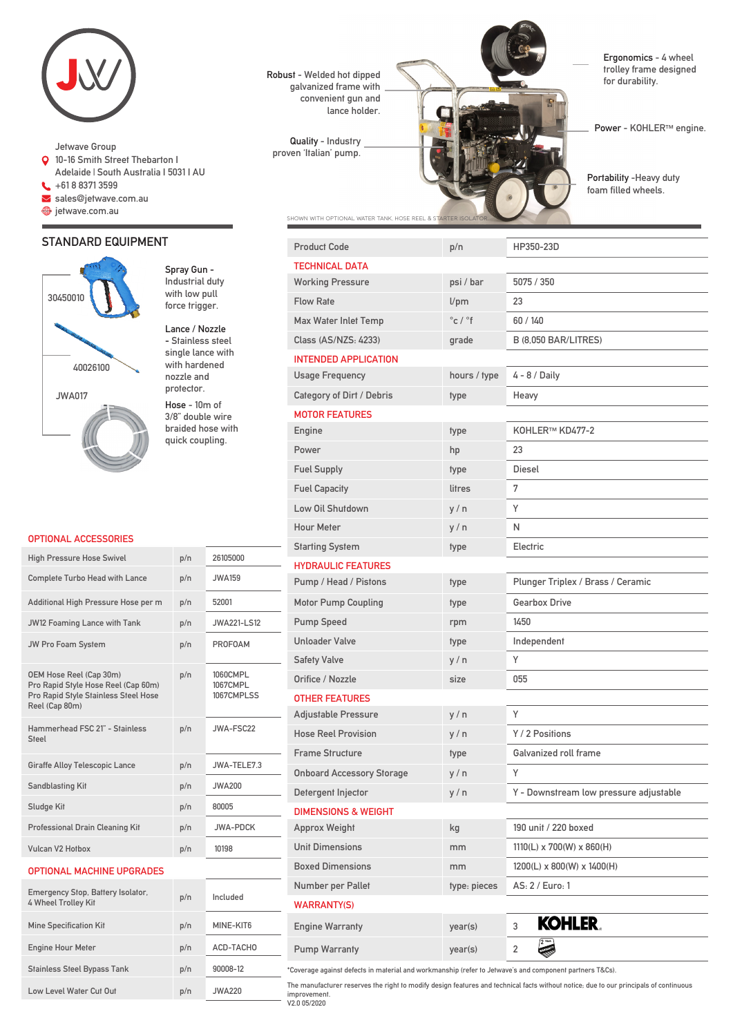Jetwave Group
10-16 Smith Street Thebarton | Adelaide | South Australia | 5031 | AU
+61 8 8371 3599
sales@jetwave.com.au
jetwave.com.au

**Robust** - Welded hot dipped galvanized frame with convenient gun and lance holder.

**Quality** - Industry proven 'Italian' pump.

**Ergonomics** - 4 wheel trolley frame designed for durability.

**Power** - KOHLER™ engine.

**Portability** -Heavy duty foam filled wheels.

SHOWN WITH OPTIONAL WATER TANK, HOSE REEL & STARTER ISOLATOR

## STANDARD EQUIPMENT

30450010 — **Spray Gun** - Industrial duty with low pull force trigger.

40026100 — **Lance / Nozzle** - Stainless steel single lance with with hardened nozzle and protector.

JWA017 — **Hose** - 10m of 3/8" double wire braided hose with quick coupling.

## OPTIONAL ACCESSORIES

| | | |
|---|---|---|
| High Pressure Hose Swivel | p/n | 26105000 |
| Complete Turbo Head with Lance | p/n | JWA159 |
| Additional High Pressure Hose per m | p/n | 52001 |
| JW12 Foaming Lance with Tank | p/n | JWA221-LS12 |
| JW Pro Foam System | p/n | PROFOAM |
| OEM Hose Reel (Cap 30m)<br>Pro Rapid Style Hose Reel (Cap 60m)<br>Pro Rapid Style Stainless Steel Hose Reel (Cap 80m) | p/n | 1060CMPL<br>1067CMPL<br>1067CMPLSS |
| Hammerhead FSC 21" - Stainless Steel | p/n | JWA-FSC22 |
| Giraffe Alloy Telescopic Lance | p/n | JWA-TELE7.3 |
| Sandblasting Kit | p/n | JWA200 |
| Sludge Kit | p/n | 80005 |
| Professional Drain Cleaning Kit | p/n | JWA-PDCK |
| Vulcan V2 Hotbox | p/n | 10198 |

## OPTIONAL MACHINE UPGRADES

| | | |
|---|---|---|
| Emergency Stop, Battery Isolator, 4 Wheel Trolley Kit | p/n | Included |
| Mine Specification Kit | p/n | MINE-KIT6 |
| Engine Hour Meter | p/n | ACD-TACHO |
| Stainless Steel Bypass Tank | p/n | 90008-12 |
| Low Level Water Cut Out | p/n | JWA220 |

## SPECIFICATIONS

| | | |
|---|---|---|
| Product Code | p/n | HP350-23D |
| **TECHNICAL DATA** | | |
| Working Pressure | psi / bar | 5075 / 350 |
| Flow Rate | l/pm | 23 |
| Max Water Inlet Temp | °c / °f | 60 / 140 |
| Class (AS/NZS: 4233) | grade | B (8,050 BAR/LITRES) |
| **INTENDED APPLICATION** | | |
| Usage Frequency | hours / type | 4 - 8 / Daily |
| Category of Dirt / Debris | type | Heavy |
| **MOTOR FEATURES** | | |
| Engine | type | KOHLER™ KD477-2 |
| Power | hp | 23 |
| Fuel Supply | type | Diesel |
| Fuel Capacity | litres | 7 |
| Low Oil Shutdown | y / n | Y |
| Hour Meter | y / n | N |
| Starting System | type | Electric |
| **HYDRAULIC FEATURES** | | |
| Pump / Head / Pistons | type | Plunger Triplex / Brass / Ceramic |
| Motor Pump Coupling | type | Gearbox Drive |
| Pump Speed | rpm | 1450 |
| Unloader Valve | type | Independent |
| Safety Valve | y / n | Y |
| Orifice / Nozzle | size | 055 |
| **OTHER FEATURES** | | |
| Adjustable Pressure | y / n | Y |
| Hose Reel Provision | y / n | Y / 2 Positions |
| Frame Structure | type | Galvanized roll frame |
| Onboard Accessory Storage | y / n | Y |
| Detergent Injector | y / n | Y - Downstream low pressure adjustable |
| **DIMENSIONS & WEIGHT** | | |
| Approx Weight | kg | 190 unit / 220 boxed |
| Unit Dimensions | mm | 1110(L) x 700(W) x 860(H) |
| Boxed Dimensions | mm | 1200(L) x 800(W) x 1400(H) |
| Number per Pallet | type: pieces | AS: 2 / Euro: 1 |
| **WARRANTY(S)** | | |
| Engine Warranty | year(s) | 3 KOHLER |
| Pump Warranty | year(s) | 2 |

*Coverage against defects in material and workmanship (refer to Jetwave's and component partners T&Cs).

The manufacturer reserves the right to modify design features and technical facts without notice; due to our principals of continuous improvement.

V2.0 05/2020